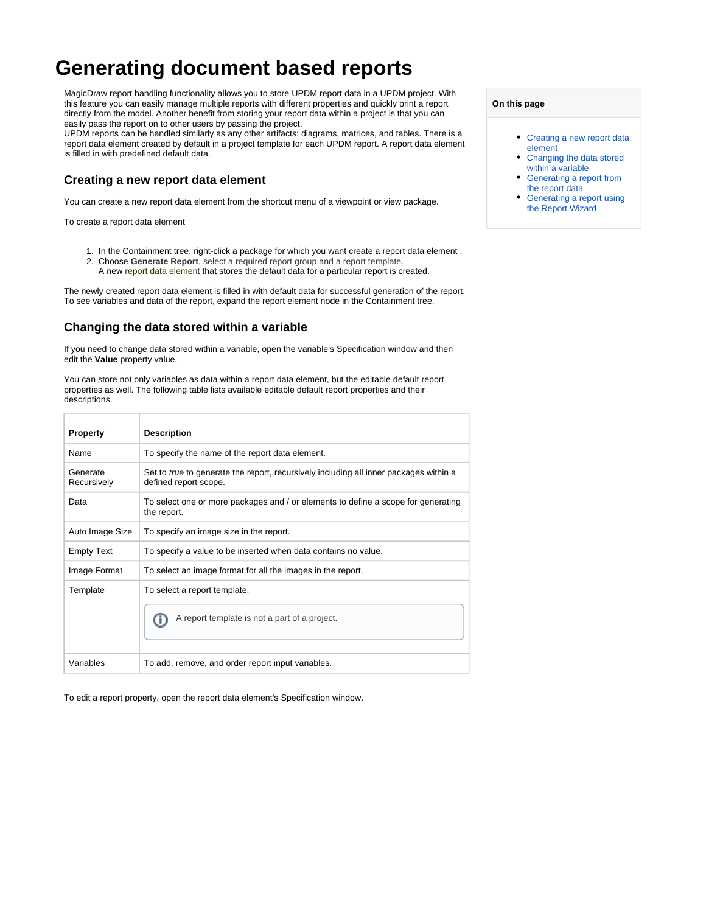# Generating document based reports

MagicDraw report handling functionality allows you to store UPDM report data in a UPDM project. With this feature you can easily manage multiple reports with different properties and quickly print a report directly from the model. Another benefit from storing your report data within a project is that you can easily pass the report on to other users by passing the project.
UPDM reports can be handled similarly as any other artifacts: diagrams, matrices, and tables. There is a report data element created by default in a project template for each UPDM report. A report data element is filled in with predefined default data.

**On this page**

- Creating a new report data element
- Changing the data stored within a variable
- Generating a report from the report data
- Generating a report using the Report Wizard

## Creating a new report data element

You can create a new report data element from the shortcut menu of a viewpoint or view package.

To create a report data element

---

1. In the Containment tree, right-click a package for which you want create a report data element .
2. Choose **Generate Report**, select a required report group and a report template.
   A new report data element that stores the default data for a particular report is created.

The newly created report data element is filled in with default data for successful generation of the report. To see variables and data of the report, expand the report element node in the Containment tree.

## Changing the data stored within a variable

If you need to change data stored within a variable, open the variable's Specification window and then edit the **Value** property value.

You can store not only variables as data within a report data element, but the editable default report properties as well. The following table lists available editable default report properties and their descriptions.

| Property | Description |
|---|---|
| Name | To specify the name of the report data element. |
| Generate Recursively | Set to *true* to generate the report, recursively including all inner packages within a defined report scope. |
| Data | To select one or more packages and / or elements to define a scope for generating the report. |
| Auto Image Size | To specify an image size in the report. |
| Empty Text | To specify a value to be inserted when data contains no value. |
| Image Format | To select an image format for all the images in the report. |
| Template | To select a report template. <br> A report template is not a part of a project. |
| Variables | To add, remove, and order report input variables. |

To edit a report property, open the report data element's Specification window.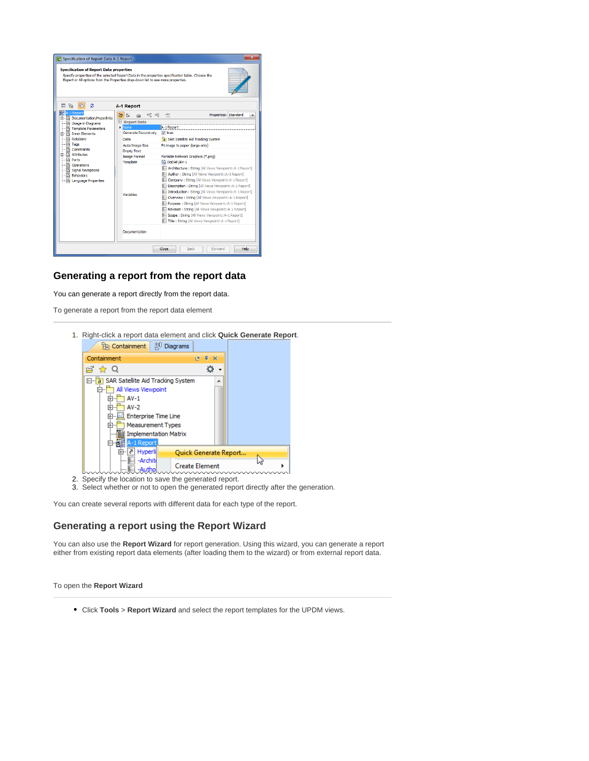## Generating a report from the report data

You can generate a report directly from the report data.

To generate a report from the report data element

1. Right-click a report data element and click **Quick Generate Report**.
2. Specify the location to save the generated report.
3. Select whether or not to open the generated report directly after the generation.

You can create several reports with different data for each type of the report.

## Generating a report using the Report Wizard

You can also use the **Report Wizard** for report generation. Using this wizard, you can generate a report either from existing report data elements (after loading them to the wizard) or from external report data.

To open the **Report Wizard**

- Click **Tools** > **Report Wizard** and select the report templates for the UPDM views.